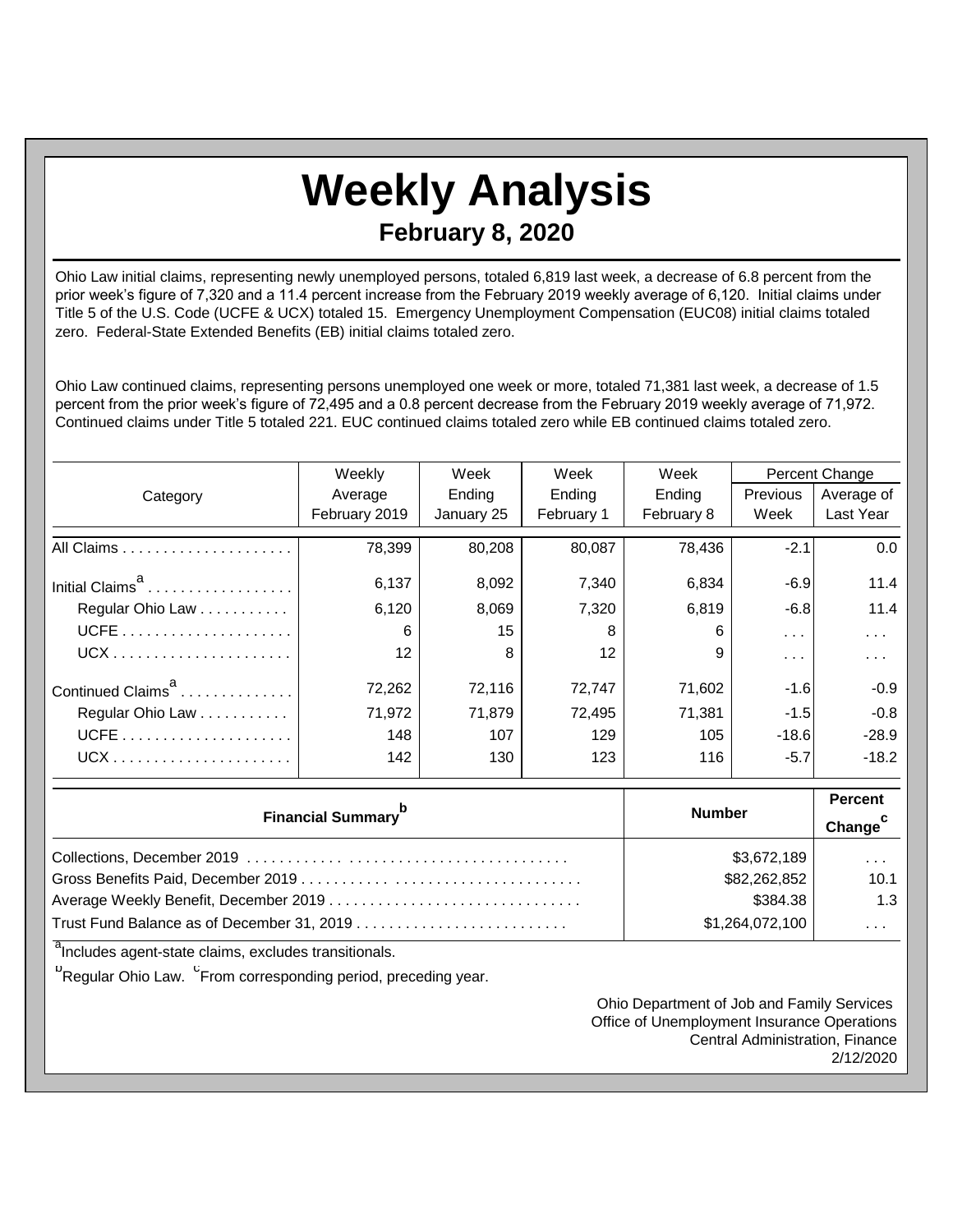# Weekly Analysis

## February 8, 2020

Ohio Law initial claims, representing newly unemployed persons, totaled 6,819 last week, a decrease of 6.8 percent from the prior week's figure of 7,320 and a 11.4 percent increase from the February 2019 weekly average of 6,120. Initial claims under Title 5 of the U.S. Code (UCFE & UCX) totaled 15. Emergency Unemployment Compensation (EUC08) initial claims totaled zero. Federal-State Extended Benefits (EB) initial claims totaled zero.

Ohio Law continued claims, representing persons unemployed one week or more, totaled 71,381 last week, a decrease of 1.5 percent from the prior week's figure of 72,495 and a 0.8 percent decrease from the February 2019 weekly average of 71,972. Continued claims under Title 5 totaled 221. EUC continued claims totaled zero while EB continued claims totaled zero.

| Category | Weekly Average February 2019 | Week Ending January 25 | Week Ending February 1 | Week Ending February 8 | Percent Change | |
|---|---|---|---|---|---|---|
| | | | | | Previous Week | Average of Last Year |
| All Claims | 78,399 | 80,208 | 80,087 | 78,436 | -2.1 | 0.0 |
| Initial Claims[a] | 6,137 | 8,092 | 7,340 | 6,834 | -6.9 | 11.4 |
| Regular Ohio Law | 6,120 | 8,069 | 7,320 | 6,819 | -6.8 | 11.4 |
| UCFE | 6 | 15 | 8 | 6 | . . . | . . . |
| UCX | 12 | 8 | 12 | 9 | . . . | . . . |
| Continued Claims[a] | 72,262 | 72,116 | 72,747 | 71,602 | -1.6 | -0.9 |
| Regular Ohio Law | 71,972 | 71,879 | 72,495 | 71,381 | -1.5 | -0.8 |
| UCFE | 148 | 107 | 129 | 105 | -18.6 | -28.9 |
| UCX | 142 | 130 | 123 | 116 | -5.7 | -18.2 |

| Financial Summary[b] | Number | Percent Change[c] |
|---|---|---|
| Collections, December 2019 | $3,672,189 | . . . |
| Gross Benefits Paid, December 2019 | $82,262,852 | 10.1 |
| Average Weekly Benefit, December 2019 | $384.38 | 1.3 |
| Trust Fund Balance as of December 31, 2019 | $1,264,072,100 | . . . |

[a]Includes agent-state claims, excludes transitionals.

[b]Regular Ohio Law. [c]From corresponding period, preceding year.

Ohio Department of Job and Family Services
Office of Unemployment Insurance Operations
Central Administration, Finance
2/12/2020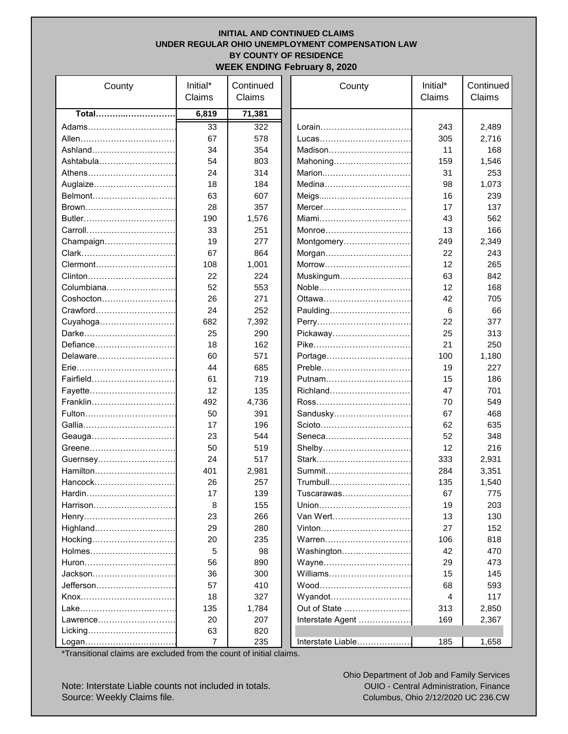**INITIAL AND CONTINUED CLAIMS**
**UNDER REGULAR OHIO UNEMPLOYMENT COMPENSATION LAW**
**BY COUNTY OF RESIDENCE**
**WEEK ENDING February 8, 2020**

| County | Initial* Claims | Continued Claims | County | Initial* Claims | Continued Claims |
|---|---|---|---|---|---|
| **Total** | **6,819** | **71,381** | | | |
| Adams | 33 | 322 | Lorain | 243 | 2,489 |
| Allen | 67 | 578 | Lucas | 305 | 2,716 |
| Ashland | 34 | 354 | Madison | 11 | 168 |
| Ashtabula | 54 | 803 | Mahoning | 159 | 1,546 |
| Athens | 24 | 314 | Marion | 31 | 253 |
| Auglaize | 18 | 184 | Medina | 98 | 1,073 |
| Belmont | 63 | 607 | Meigs | 16 | 239 |
| Brown | 28 | 357 | Mercer | 17 | 137 |
| Butler | 190 | 1,576 | Miami | 43 | 562 |
| Carroll | 33 | 251 | Monroe | 13 | 166 |
| Champaign | 19 | 277 | Montgomery | 249 | 2,349 |
| Clark | 67 | 864 | Morgan | 22 | 243 |
| Clermont | 108 | 1,001 | Morrow | 12 | 265 |
| Clinton | 22 | 224 | Muskingum | 63 | 842 |
| Columbiana | 52 | 553 | Noble | 12 | 168 |
| Coshocton | 26 | 271 | Ottawa | 42 | 705 |
| Crawford | 24 | 252 | Paulding | 6 | 66 |
| Cuyahoga | 682 | 7,392 | Perry | 22 | 377 |
| Darke | 25 | 290 | Pickaway | 25 | 313 |
| Defiance | 18 | 162 | Pike | 21 | 250 |
| Delaware | 60 | 571 | Portage | 100 | 1,180 |
| Erie | 44 | 685 | Preble | 19 | 227 |
| Fairfield | 61 | 719 | Putnam | 15 | 186 |
| Fayette | 12 | 135 | Richland | 47 | 701 |
| Franklin | 492 | 4,736 | Ross | 70 | 549 |
| Fulton | 50 | 391 | Sandusky | 67 | 468 |
| Gallia | 17 | 196 | Scioto | 62 | 635 |
| Geauga | 23 | 544 | Seneca | 52 | 348 |
| Greene | 50 | 519 | Shelby | 12 | 216 |
| Guernsey | 24 | 517 | Stark | 333 | 2,931 |
| Hamilton | 401 | 2,981 | Summit | 284 | 3,351 |
| Hancock | 26 | 257 | Trumbull | 135 | 1,540 |
| Hardin | 17 | 139 | Tuscarawas | 67 | 775 |
| Harrison | 8 | 155 | Union | 19 | 203 |
| Henry | 23 | 266 | Van Wert | 13 | 130 |
| Highland | 29 | 280 | Vinton | 27 | 152 |
| Hocking | 20 | 235 | Warren | 106 | 818 |
| Holmes | 5 | 98 | Washington | 42 | 470 |
| Huron | 56 | 890 | Wayne | 29 | 473 |
| Jackson | 36 | 300 | Williams | 15 | 145 |
| Jefferson | 57 | 410 | Wood | 68 | 593 |
| Knox | 18 | 327 | Wyandot | 4 | 117 |
| Lake | 135 | 1,784 | Out of State | 313 | 2,850 |
| Lawrence | 20 | 207 | Interstate Agent | 169 | 2,367 |
| Licking | 63 | 820 | | | |
| Logan | 7 | 235 | Interstate Liable | 185 | 1,658 |

*Transitional claims are excluded from the count of initial claims.

Note: Interstate Liable counts not included in totals.
Source: Weekly Claims file.

Ohio Department of Job and Family Services
OUIO - Central Administration, Finance
Columbus, Ohio 2/12/2020 UC 236.CW